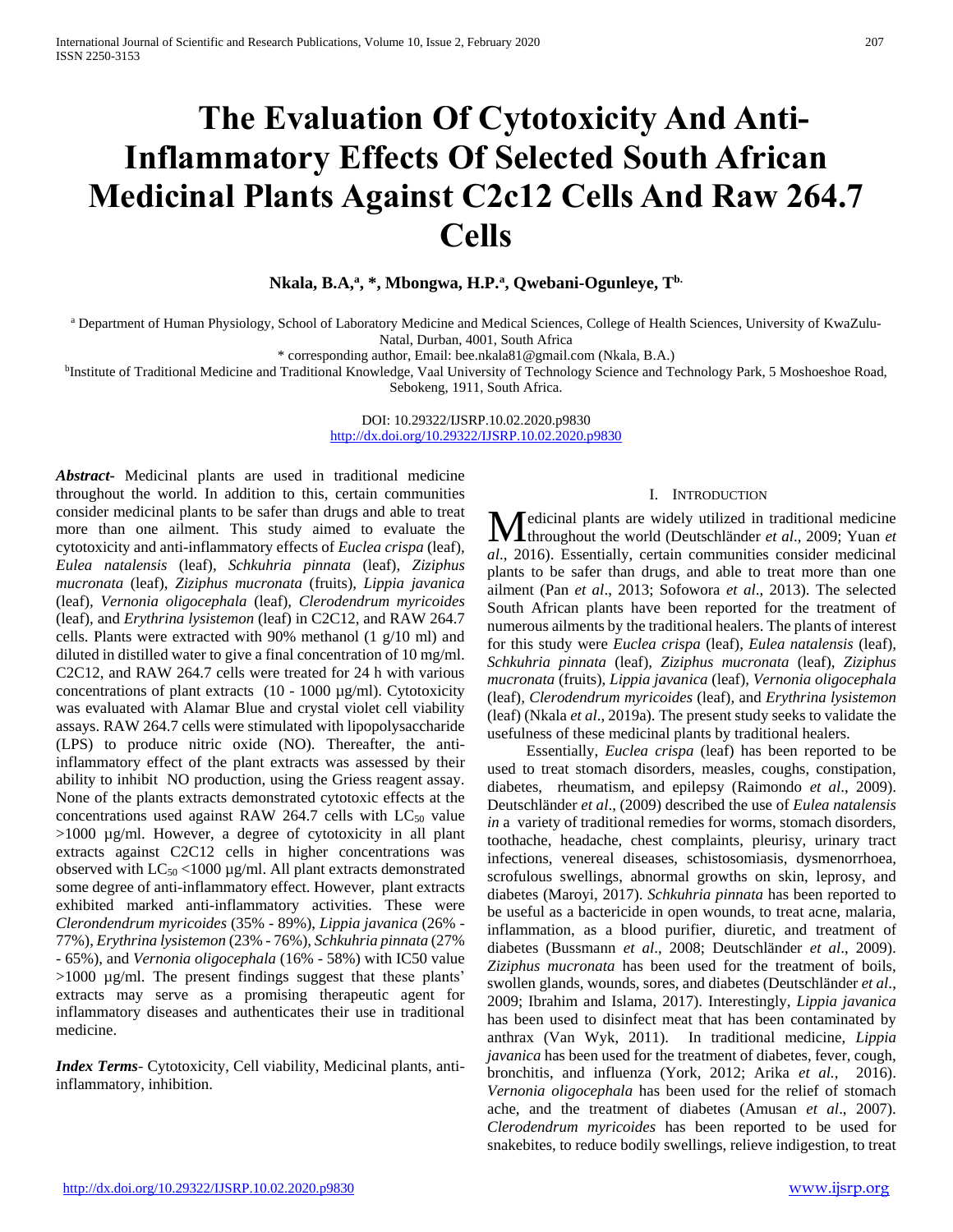# The Evaluation Of Cytotoxicity And Anti-Inflammatory Effects Of Selected South African Medicinal Plants Against C2c12 Cells And Raw 264.7 Cells

**Nkala, B.A.[a, *], Mbongwa, H.P.[a], Qwebani-Ogunleye, T[b.]**

[a] Department of Human Physiology, School of Laboratory Medicine and Medical Sciences, College of Health Sciences, University of KwaZulu-Natal, Durban, 4001, South Africa

* corresponding author, Email: bee.nkala81@gmail.com (Nkala, B.A.)

[b]Institute of Traditional Medicine and Traditional Knowledge, Vaal University of Technology Science and Technology Park, 5 Moshoeshoe Road, Sebokeng, 1911, South Africa.

DOI: 10.29322/IJSRP.10.02.2020.p9830
http://dx.doi.org/10.29322/IJSRP.10.02.2020.p9830

***Abstract***- Medicinal plants are used in traditional medicine throughout the world. In addition to this, certain communities consider medicinal plants to be safer than drugs and able to treat more than one ailment. This study aimed to evaluate the cytotoxicity and anti-inflammatory effects of *Euclea crispa* (leaf), *Eulea natalensis* (leaf), *Schkuhria pinnata* (leaf), *Ziziphus mucronata* (leaf), *Ziziphus mucronata* (fruits), *Lippia javanica* (leaf), *Vernonia oligocephala* (leaf), *Clerodendrum myricoides* (leaf), and *Erythrina lysistemon* (leaf) in C2C12, and RAW 264.7 cells. Plants were extracted with 90% methanol (1 g/10 ml) and diluted in distilled water to give a final concentration of 10 mg/ml. C2C12, and RAW 264.7 cells were treated for 24 h with various concentrations of plant extracts (10 - 1000 µg/ml). Cytotoxicity was evaluated with Alamar Blue and crystal violet cell viability assays. RAW 264.7 cells were stimulated with lipopolysaccharide (LPS) to produce nitric oxide (NO). Thereafter, the anti-inflammatory effect of the plant extracts was assessed by their ability to inhibit NO production, using the Griess reagent assay. None of the plants extracts demonstrated cytotoxic effects at the concentrations used against RAW 264.7 cells with $LC_{50}$ value >1000 µg/ml. However, a degree of cytotoxicity in all plant extracts against C2C12 cells in higher concentrations was observed with $LC_{50}$ <1000 µg/ml. All plant extracts demonstrated some degree of anti-inflammatory effect. However, plant extracts exhibited marked anti-inflammatory activities. These were *Clerondendrum myricoides* (35% - 89%), *Lippia javanica* (26% - 77%), *Erythrina lysistemon* (23% - 76%), *Schkuhria pinnata* (27% - 65%), and *Vernonia oligocephala* (16% - 58%) with IC50 value >1000 µg/ml. The present findings suggest that these plants' extracts may serve as a promising therapeutic agent for inflammatory diseases and authenticates their use in traditional medicine.

***Index Terms***- Cytotoxicity, Cell viability, Medicinal plants, anti-inflammatory, inhibition.

## I. Introduction

Medicinal plants are widely utilized in traditional medicine throughout the world (Deutschländer *et al*., 2009; Yuan *et al*., 2016). Essentially, certain communities consider medicinal plants to be safer than drugs, and able to treat more than one ailment (Pan *et al*., 2013; Sofowora *et al*., 2013). The selected South African plants have been reported for the treatment of numerous ailments by the traditional healers. The plants of interest for this study were *Euclea crispa* (leaf), *Eulea natalensis* (leaf), *Schkuhria pinnata* (leaf), *Ziziphus mucronata* (leaf), *Ziziphus mucronata* (fruits), *Lippia javanica* (leaf), *Vernonia oligocephala* (leaf), *Clerodendrum myricoides* (leaf), and *Erythrina lysistemon* (leaf) (Nkala *et al*., 2019a). The present study seeks to validate the usefulness of these medicinal plants by traditional healers.

Essentially, *Euclea crispa* (leaf) has been reported to be used to treat stomach disorders, measles, coughs, constipation, diabetes, rheumatism, and epilepsy (Raimondo *et al*., 2009). Deutschländer *et al*., (2009) described the use of *Eulea natalensis in* a variety of traditional remedies for worms, stomach disorders, toothache, headache, chest complaints, pleurisy, urinary tract infections, venereal diseases, schistosomiasis, dysmenorrhoea, scrofulous swellings, abnormal growths on skin, leprosy, and diabetes (Maroyi, 2017). *Schkuhria pinnata* has been reported to be useful as a bactericide in open wounds, to treat acne, malaria, inflammation, as a blood purifier, diuretic, and treatment of diabetes (Bussmann *et al*., 2008; Deutschländer *et al*., 2009). *Ziziphus mucronata* has been used for the treatment of boils, swollen glands, wounds, sores, and diabetes (Deutschländer *et al*., 2009; Ibrahim and Islama, 2017). Interestingly, *Lippia javanica* has been used to disinfect meat that has been contaminated by anthrax (Van Wyk, 2011). In traditional medicine, *Lippia javanica* has been used for the treatment of diabetes, fever, cough, bronchitis, and influenza (York, 2012; Arika *et al.,* 2016). *Vernonia oligocephala* has been used for the relief of stomach ache, and the treatment of diabetes (Amusan *et al*., 2007). *Clerodendrum myricoides* has been reported to be used for snakebites, to reduce bodily swellings, relieve indigestion, to treat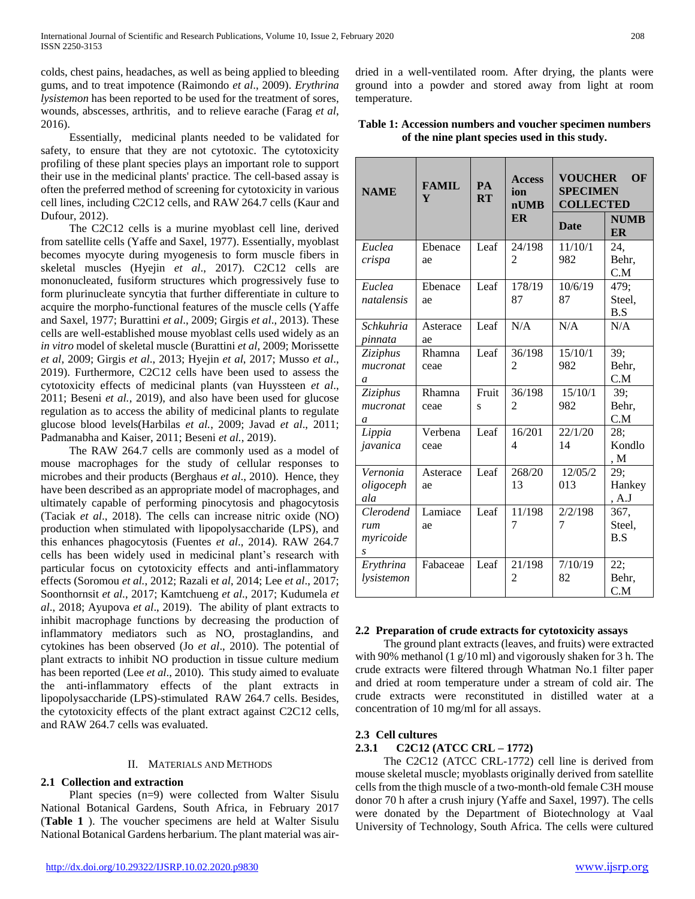colds, chest pains, headaches, as well as being applied to bleeding gums, and to treat impotence (Raimondo *et al*., 2009). *Erythrina lysistemon* has been reported to be used for the treatment of sores, wounds, abscesses, arthritis, and to relieve earache (Farag *et al*, 2016).

Essentially, medicinal plants needed to be validated for safety, to ensure that they are not cytotoxic. The cytotoxicity profiling of these plant species plays an important role to support their use in the medicinal plants' practice. The cell-based assay is often the preferred method of screening for cytotoxicity in various cell lines, including C2C12 cells, and RAW 264.7 cells (Kaur and Dufour, 2012).

The C2C12 cells is a murine myoblast cell line, derived from satellite cells (Yaffe and Saxel, 1977). Essentially, myoblast becomes myocyte during myogenesis to form muscle fibers in skeletal muscles (Hyejin *et al*., 2017). C2C12 cells are mononucleated, fusiform structures which progressively fuse to form plurinucleate syncytia that further differentiate in culture to acquire the morpho-functional features of the muscle cells (Yaffe and Saxel, 1977; Burattini *et al*., 2009; Girgis *et al*., 2013). These cells are well-established mouse myoblast cells used widely as an *in vitro* model of skeletal muscle (Burattini *et al*, 2009; Morissette *et al*, 2009; Girgis *et al*., 2013; Hyejin *et al*, 2017; Musso *et al*., 2019). Furthermore, C2C12 cells have been used to assess the cytotoxicity effects of medicinal plants (van Huyssteen *et al*., 2011; Beseni *et al.*, 2019), and also have been used for glucose regulation as to access the ability of medicinal plants to regulate glucose blood levels(Harbilas *et al.*, 2009; Javad *et al*., 2011; Padmanabha and Kaiser, 2011; Beseni *et al.*, 2019).

The RAW 264.7 cells are commonly used as a model of mouse macrophages for the study of cellular responses to microbes and their products (Berghaus *et al*., 2010). Hence, they have been described as an appropriate model of macrophages, and ultimately capable of performing pinocytosis and phagocytosis (Taciak *et al*., 2018). The cells can increase nitric oxide (NO) production when stimulated with lipopolysaccharide (LPS), and this enhances phagocytosis (Fuentes *et al*., 2014). RAW 264.7 cells has been widely used in medicinal plant's research with particular focus on cytotoxicity effects and anti-inflammatory effects (Soromou *et al.*, 2012; Razali et *al*, 2014; Lee *et al*., 2017; Soonthornsit *et al.*, 2017; Kamtchueng *et al.*, 2017; Kudumela *et al*., 2018; Ayupova *et al*., 2019). The ability of plant extracts to inhibit macrophage functions by decreasing the production of inflammatory mediators such as NO, prostaglandins, and cytokines has been observed (Jo *et al*., 2010). The potential of plant extracts to inhibit NO production in tissue culture medium has been reported (Lee *et al*., 2010). This study aimed to evaluate the anti-inflammatory effects of the plant extracts in lipopolysaccharide (LPS)-stimulated RAW 264.7 cells. Besides, the cytotoxicity effects of the plant extract against C2C12 cells, and RAW 264.7 cells was evaluated.

## II. Materials and Methods

### 2.1 Collection and extraction

Plant species (n=9) were collected from Walter Sisulu National Botanical Gardens, South Africa, in February 2017 (**Table 1** ). The voucher specimens are held at Walter Sisulu National Botanical Gardens herbarium. The plant material was air-dried in a well-ventilated room. After drying, the plants were ground into a powder and stored away from light at room temperature.

**Table 1: Accession numbers and voucher specimen numbers of the nine plant species used in this study.**

| NAME | FAMILY | PART | Accession nUMBER | VOUCHER OF SPECIMEN COLLECTED | |
|---|---|---|---|---|---|
| | | | | Date | NUMBER |
| *Euclea crispa* | Ebenaceae | Leaf | 24/1982 | 11/10/1982 | 24, Behr, C.M |
| *Euclea natalensis* | Ebenaceae | Leaf | 178/1987 | 10/6/1987 | 479; Steel, B.S |
| *Schkuhria pinnata* | Asteraceae | Leaf | N/A | N/A | N/A |
| *Ziziphus mucronata* | Rhamnaceae | Leaf | 36/1982 | 15/10/1982 | 39; Behr, C.M |
| *Ziziphus mucronata* | Rhamnaceae | Fruits | 36/1982 | 15/10/1982 | 39; Behr, C.M |
| *Lippia javanica* | Verbenaceae | Leaf | 16/2014 | 22/1/2014 | 28; Kondlo, M |
| *Vernonia oligocephala* | Asteraceae | Leaf | 268/2013 | 12/05/2013 | 29; Hankey, A.J |
| *Clerodendrum myricoides* | Lamiaceae | Leaf | 11/1987 | 2/2/1987 | 367, Steel, B.S |
| *Erythrina lysistemon* | Fabaceae | Leaf | 21/1982 | 7/10/1982 | 22; Behr, C.M |

### 2.2 Preparation of crude extracts for cytotoxicity assays

The ground plant extracts (leaves, and fruits) were extracted with 90% methanol (1 g/10 ml) and vigorously shaken for 3 h. The crude extracts were filtered through Whatman No.1 filter paper and dried at room temperature under a stream of cold air. The crude extracts were reconstituted in distilled water at a concentration of 10 mg/ml for all assays.

### 2.3 Cell cultures

#### 2.3.1 C2C12 (ATCC CRL – 1772)

The C2C12 (ATCC CRL-1772) cell line is derived from mouse skeletal muscle; myoblasts originally derived from satellite cells from the thigh muscle of a two-month-old female C3H mouse donor 70 h after a crush injury (Yaffe and Saxel, 1997). The cells were donated by the Department of Biotechnology at Vaal University of Technology, South Africa. The cells were cultured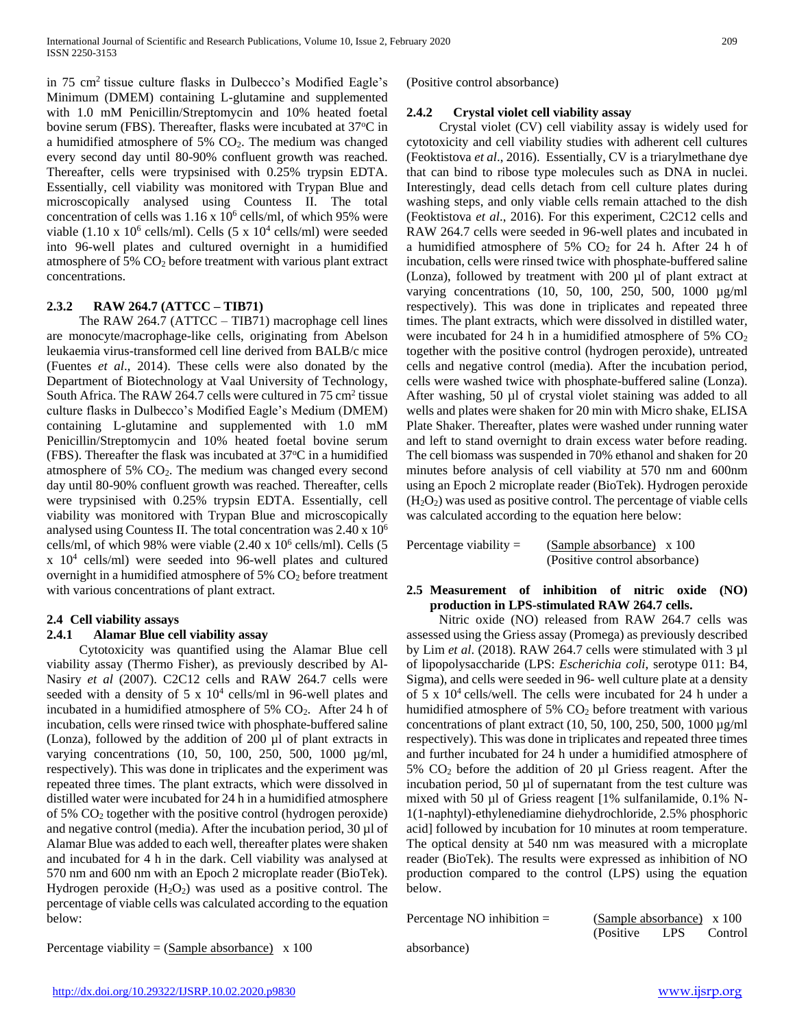in 75 $cm^2$ tissue culture flasks in Dulbecco's Modified Eagle's Minimum (DMEM) containing L-glutamine and supplemented with 1.0 mM Penicillin/Streptomycin and 10% heated foetal bovine serum (FBS). Thereafter, flasks were incubated at 37°C in a humidified atmosphere of 5% $CO_2$. The medium was changed every second day until 80-90% confluent growth was reached. Thereafter, cells were trypsinised with 0.25% trypsin EDTA. Essentially, cell viability was monitored with Trypan Blue and microscopically analysed using Countess II. The total concentration of cells was $1.16 \times 10^6$ cells/ml, of which 95% were viable ($1.10 \times 10^6$ cells/ml). Cells ($5 \times 10^4$ cells/ml) were seeded into 96-well plates and cultured overnight in a humidified atmosphere of 5% $CO_2$ before treatment with various plant extract concentrations.

#### 2.3.2 RAW 264.7 (ATTCC – TIB71)

The RAW 264.7 (ATTCC – TIB71) macrophage cell lines are monocyte/macrophage-like cells, originating from Abelson leukaemia virus-transformed cell line derived from BALB/c mice (Fuentes *et al*., 2014). These cells were also donated by the Department of Biotechnology at Vaal University of Technology, South Africa. The RAW 264.7 cells were cultured in 75 $cm^2$ tissue culture flasks in Dulbecco's Modified Eagle's Medium (DMEM) containing L-glutamine and supplemented with 1.0 mM Penicillin/Streptomycin and 10% heated foetal bovine serum (FBS). Thereafter the flask was incubated at 37°C in a humidified atmosphere of 5% $CO_2$. The medium was changed every second day until 80-90% confluent growth was reached. Thereafter, cells were trypsinised with 0.25% trypsin EDTA. Essentially, cell viability was monitored with Trypan Blue and microscopically analysed using Countess II. The total concentration was $2.40 \times 10^6$ cells/ml, of which 98% were viable ($2.40 \times 10^6$ cells/ml). Cells ($5 \times 10^4$ cells/ml) were seeded into 96-well plates and cultured overnight in a humidified atmosphere of 5% $CO_2$ before treatment with various concentrations of plant extract.

### 2.4 Cell viability assays

#### 2.4.1 Alamar Blue cell viability assay

Cytotoxicity was quantified using the Alamar Blue cell viability assay (Thermo Fisher), as previously described by Al-Nasiry *et al* (2007). C2C12 cells and RAW 264.7 cells were seeded with a density of $5 \times 10^4$ cells/ml in 96-well plates and incubated in a humidified atmosphere of 5% $CO_2$. After 24 h of incubation, cells were rinsed twice with phosphate-buffered saline (Lonza), followed by the addition of 200 µl of plant extracts in varying concentrations (10, 50, 100, 250, 500, 1000 µg/ml, respectively). This was done in triplicates and the experiment was repeated three times. The plant extracts, which were dissolved in distilled water were incubated for 24 h in a humidified atmosphere of 5% $CO_2$ together with the positive control (hydrogen peroxide) and negative control (media). After the incubation period, 30 µl of Alamar Blue was added to each well, thereafter plates were shaken and incubated for 4 h in the dark. Cell viability was analysed at 570 nm and 600 nm with an Epoch 2 microplate reader (BioTek). Hydrogen peroxide ($H_2O_2$) was used as a positive control. The percentage of viable cells was calculated according to the equation below:

$$\text{Percentage viability} = \frac{\text{Sample absorbance}}{\text{Positive control absorbance}} \times 100$$

#### 2.4.2 Crystal violet cell viability assay

Crystal violet (CV) cell viability assay is widely used for cytotoxicity and cell viability studies with adherent cell cultures (Feoktistova *et al*., 2016). Essentially, CV is a triarylmethane dye that can bind to ribose type molecules such as DNA in nuclei. Interestingly, dead cells detach from cell culture plates during washing steps, and only viable cells remain attached to the dish (Feoktistova *et al*., 2016). For this experiment, C2C12 cells and RAW 264.7 cells were seeded in 96-well plates and incubated in a humidified atmosphere of 5% $CO_2$ for 24 h. After 24 h of incubation, cells were rinsed twice with phosphate-buffered saline (Lonza), followed by treatment with 200 µl of plant extract at varying concentrations (10, 50, 100, 250, 500, 1000 µg/ml respectively). This was done in triplicates and repeated three times. The plant extracts, which were dissolved in distilled water, were incubated for 24 h in a humidified atmosphere of 5% $CO_2$ together with the positive control (hydrogen peroxide), untreated cells and negative control (media). After the incubation period, cells were washed twice with phosphate-buffered saline (Lonza). After washing, 50 µl of crystal violet staining was added to all wells and plates were shaken for 20 min with Micro shake, ELISA Plate Shaker. Thereafter, plates were washed under running water and left to stand overnight to drain excess water before reading. The cell biomass was suspended in 70% ethanol and shaken for 20 minutes before analysis of cell viability at 570 nm and 600nm using an Epoch 2 microplate reader (BioTek). Hydrogen peroxide ($H_2O_2$) was used as positive control. The percentage of viable cells was calculated according to the equation here below:

$$\text{Percentage viability} = \frac{\text{Sample absorbance}}{\text{Positive control absorbance}} \times 100$$

### 2.5 Measurement of inhibition of nitric oxide (NO) production in LPS-stimulated RAW 264.7 cells.

Nitric oxide (NO) released from RAW 264.7 cells was assessed using the Griess assay (Promega) as previously described by Lim *et al*. (2018). RAW 264.7 cells were stimulated with 3 µl of lipopolysaccharide (LPS: *Escherichia coli*, serotype 011: B4, Sigma), and cells were seeded in 96- well culture plate at a density of $5 \times 10^4$ cells/well. The cells were incubated for 24 h under a humidified atmosphere of 5% $CO_2$ before treatment with various concentrations of plant extract (10, 50, 100, 250, 500, 1000 µg/ml respectively). This was done in triplicates and repeated three times and further incubated for 24 h under a humidified atmosphere of 5% $CO_2$ before the addition of 20 µl Griess reagent. After the incubation period, 50 µl of supernatant from the test culture was mixed with 50 µl of Griess reagent [1% sulfanilamide, 0.1% N-1(1-naphtyl)-ethylenediamine diehydrochloride, 2.5% phosphoric acid] followed by incubation for 10 minutes at room temperature. The optical density at 540 nm was measured with a microplate reader (BioTek). The results were expressed as inhibition of NO production compared to the control (LPS) using the equation below.

$$\text{Percentage NO inhibition} = \frac{\text{Sample absorbance}}{\text{Positive LPS Control absorbance}} \times 100$$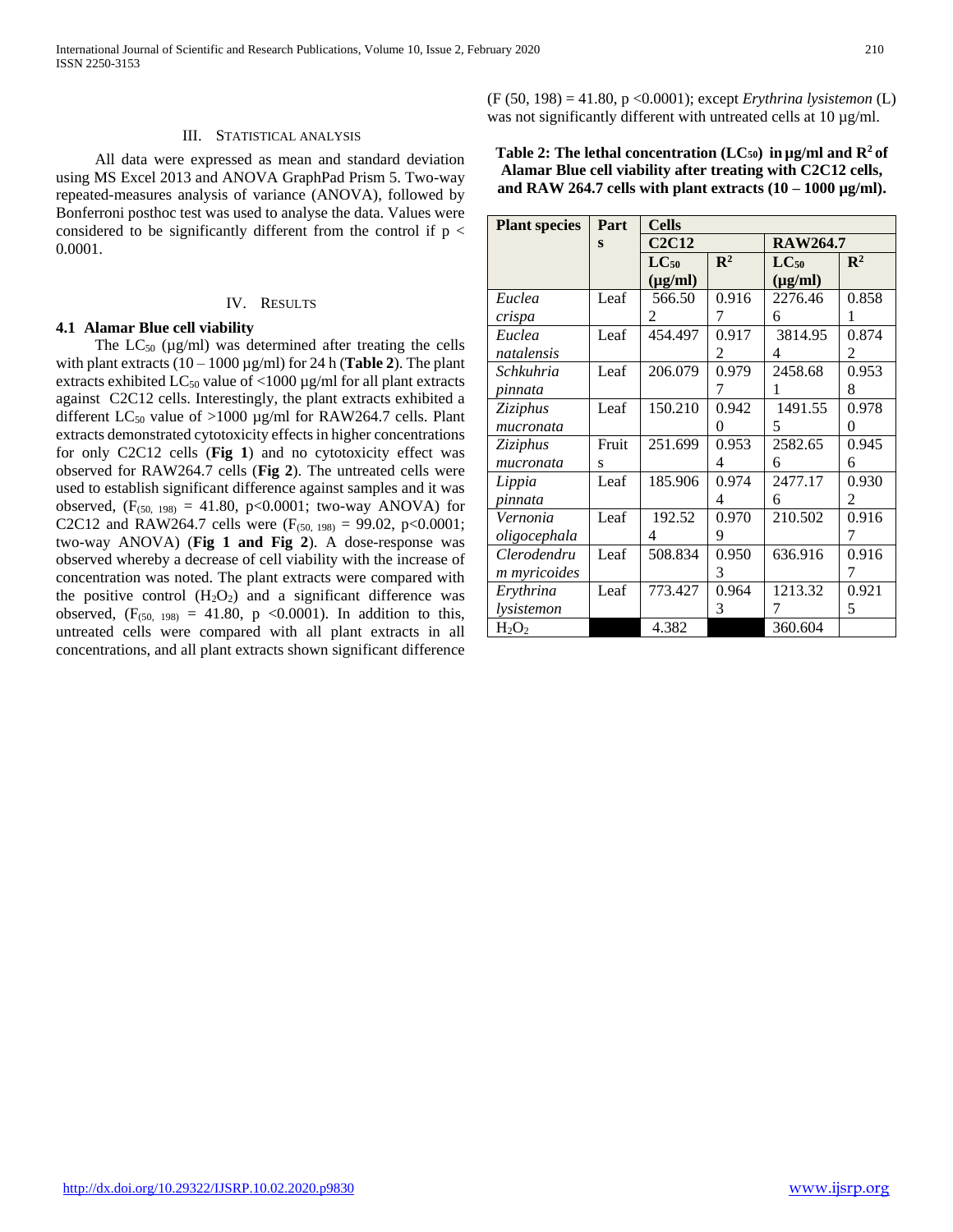## III. Statistical Analysis

All data were expressed as mean and standard deviation using MS Excel 2013 and ANOVA GraphPad Prism 5. Two-way repeated-measures analysis of variance (ANOVA), followed by Bonferroni posthoc test was used to analyse the data. Values were considered to be significantly different from the control if $p < 0.0001$.

## IV. Results

### 4.1 Alamar Blue cell viability

The $LC_{50}$ (µg/ml) was determined after treating the cells with plant extracts (10 – 1000 µg/ml) for 24 h (**Table 2**). The plant extracts exhibited $LC_{50}$ value of <1000 µg/ml for all plant extracts against C2C12 cells. Interestingly, the plant extracts exhibited a different $LC_{50}$ value of >1000 µg/ml for RAW264.7 cells. Plant extracts demonstrated cytotoxicity effects in higher concentrations for only C2C12 cells (**Fig 1**) and no cytotoxicity effect was observed for RAW264.7 cells (**Fig 2**). The untreated cells were used to establish significant difference against samples and it was observed, ($F_{(50,\ 198)} = 41.80$, $p<0.0001$; two-way ANOVA) for C2C12 and RAW264.7 cells were ($F_{(50,\ 198)} = 99.02$, $p<0.0001$; two-way ANOVA) (**Fig 1 and Fig 2**). A dose-response was observed whereby a decrease of cell viability with the increase of concentration was noted. The plant extracts were compared with the positive control ($H_2O_2$) and a significant difference was observed, ($F_{(50,\ 198)} = 41.80$, $p <0.0001$). In addition to this, untreated cells were compared with all plant extracts in all concentrations, and all plant extracts shown significant difference ($F (50, 198) = 41.80$, $p <0.0001$); except *Erythrina lysistemon* (L) was not significantly different with untreated cells at 10 µg/ml.

**Table 2: The lethal concentration ($LC_{50}$) in µg/ml and $R^2$ of Alamar Blue cell viability after treating with C2C12 cells, and RAW 264.7 cells with plant extracts (10 – 1000 µg/ml).**

| Plant species | Parts | Cells | | | |
|---|---|---|---|---|---|
| | | C2C12 | | RAW264.7 | |
| | | $LC_{50}$ (µg/ml) | $R^2$ | $LC_{50}$ (µg/ml) | $R^2$ |
| *Euclea crispa* | Leaf | 566.502 | 0.9167 | 2276.466 | 0.8581 |
| *Euclea natalensis* | Leaf | 454.497 | 0.9172 | 3814.954 | 0.8742 |
| *Schkuhria pinnata* | Leaf | 206.079 | 0.9797 | 2458.681 | 0.9538 |
| *Ziziphus mucronata* | Leaf | 150.210 | 0.9420 | 1491.555 | 0.9780 |
| *Ziziphus mucronata* | Fruits | 251.699 | 0.9534 | 2582.656 | 0.9456 |
| *Lippia pinnata* | Leaf | 185.906 | 0.9744 | 2477.176 | 0.9302 |
| *Vernonia oligocephala* | Leaf | 192.524 | 0.9709 | 210.502 | 0.9167 |
| *Clerodendrum myricoides* | Leaf | 508.834 | 0.9503 | 636.916 | 0.9167 |
| *Erythrina lysistemon* | Leaf | 773.427 | 0.9643 | 1213.327 | 0.9215 |
| $H_2O_2$ | | 4.382 | | 360.604 | |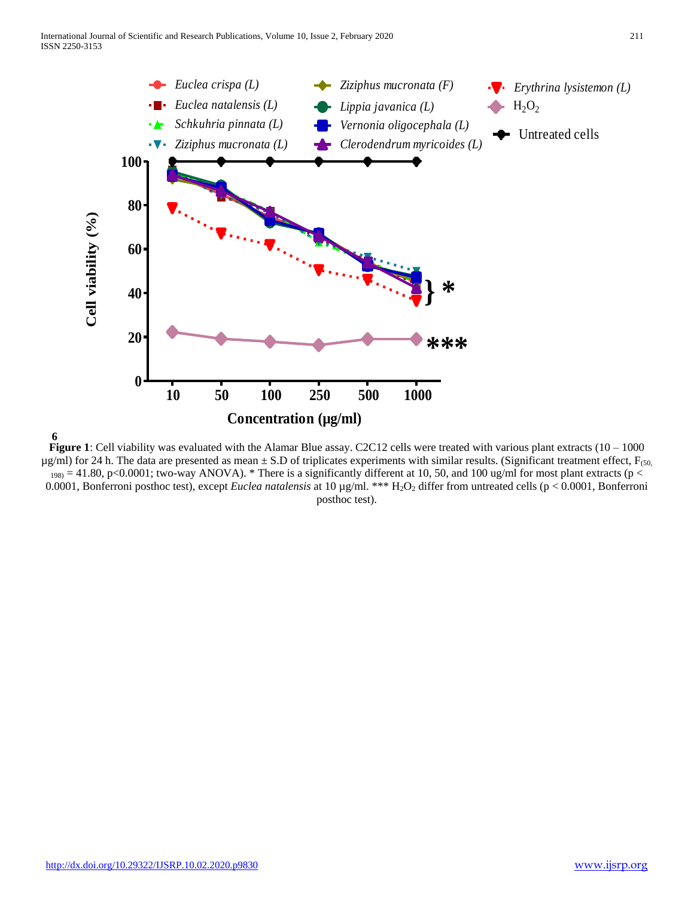6

**Figure 1**: Cell viability was evaluated with the Alamar Blue assay. C2C12 cells were treated with various plant extracts (10 – 1000 µg/ml) for 24 h. The data are presented as mean ± S.D of triplicates experiments with similar results. (Significant treatment effect, $F_{(50, 198)} = 41.80$, $p<0.0001$; two-way ANOVA). * There is a significantly different at 10, 50, and 100 ug/ml for most plant extracts ($p < 0.0001$, Bonferroni posthoc test), except *Euclea natalensis* at 10 µg/ml. *** $H_2O_2$ differ from untreated cells ($p < 0.0001$, Bonferroni posthoc test).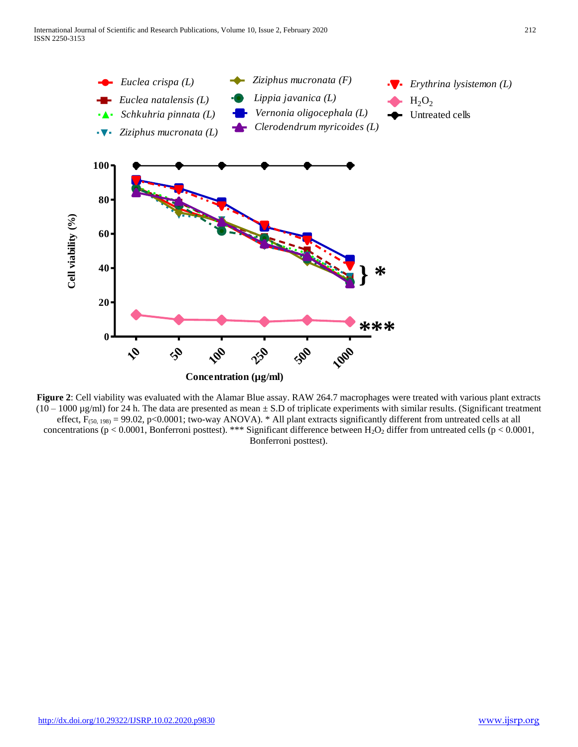**Figure 2**: Cell viability was evaluated with the Alamar Blue assay. RAW 264.7 macrophages were treated with various plant extracts (10 – 1000 µg/ml) for 24 h. The data are presented as mean ± S.D of triplicate experiments with similar results. (Significant treatment effect, $F_{(50, 198)} = 99.02$, $p<0.0001$; two-way ANOVA). * All plant extracts significantly different from untreated cells at all concentrations ($p < 0.0001$, Bonferroni posttest). *** Significant difference between $H_2O_2$ differ from untreated cells ($p < 0.0001$, Bonferroni posttest).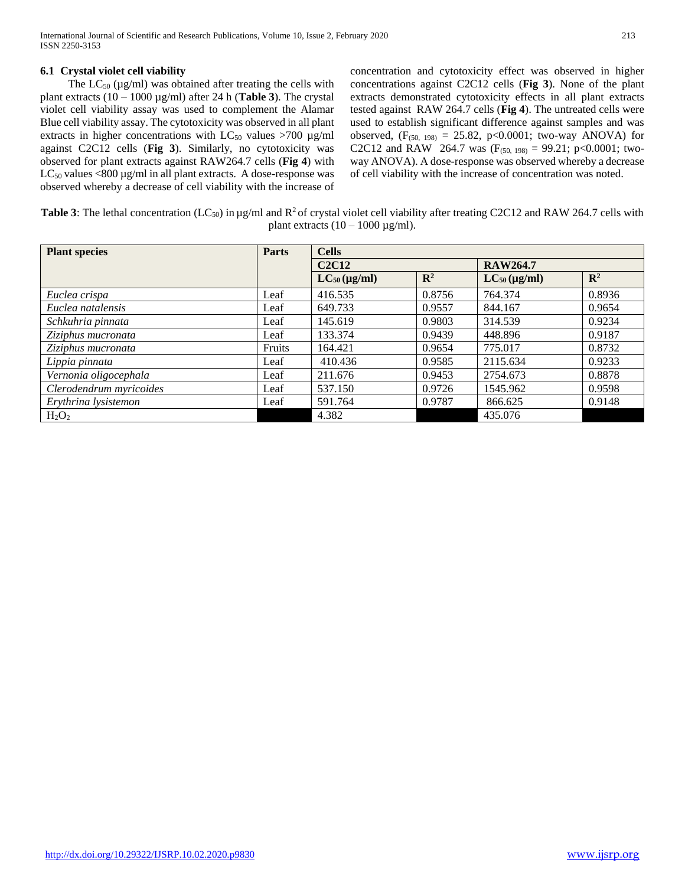### 6.1 Crystal violet cell viability

The $LC_{50}$ (µg/ml) was obtained after treating the cells with plant extracts (10 – 1000 µg/ml) after 24 h (**Table 3**). The crystal violet cell viability assay was used to complement the Alamar Blue cell viability assay. The cytotoxicity was observed in all plant extracts in higher concentrations with $LC_{50}$ values >700 µg/ml against C2C12 cells (**Fig 3**). Similarly, no cytotoxicity was observed for plant extracts against RAW264.7 cells (**Fig 4**) with $LC_{50}$ values <800 µg/ml in all plant extracts. A dose-response was observed whereby a decrease of cell viability with the increase of concentration and cytotoxicity effect was observed in higher concentrations against C2C12 cells (**Fig 3**). None of the plant extracts demonstrated cytotoxicity effects in all plant extracts tested against RAW 264.7 cells (**Fig 4**). The untreated cells were used to establish significant difference against samples and was observed, ($F_{(50, 198)} = 25.82$, $p<0.0001$; two-way ANOVA) for C2C12 and RAW 264.7 was ($F_{(50, 198)} = 99.21$; $p<0.0001$; two-way ANOVA). A dose-response was observed whereby a decrease of cell viability with the increase of concentration was noted.

**Table 3**: The lethal concentration ($LC_{50}$) in µg/ml and $R^2$ of crystal violet cell viability after treating C2C12 and RAW 264.7 cells with plant extracts (10 – 1000 µg/ml).

| Plant species | Parts | Cells | | | |
|---|---|---|---|---|---|
| | | C2C12 | | RAW264.7 | |
| | | $LC_{50}$ (µg/ml) | $R^2$ | $LC_{50}$ (µg/ml) | $R^2$ |
| *Euclea crispa* | Leaf | 416.535 | 0.8756 | 764.374 | 0.8936 |
| *Euclea natalensis* | Leaf | 649.733 | 0.9557 | 844.167 | 0.9654 |
| *Schkuhria pinnata* | Leaf | 145.619 | 0.9803 | 314.539 | 0.9234 |
| *Ziziphus mucronata* | Leaf | 133.374 | 0.9439 | 448.896 | 0.9187 |
| *Ziziphus mucronata* | Fruits | 164.421 | 0.9654 | 775.017 | 0.8732 |
| *Lippia pinnata* | Leaf | 410.436 | 0.9585 | 2115.634 | 0.9233 |
| *Vernonia oligocephala* | Leaf | 211.676 | 0.9453 | 2754.673 | 0.8878 |
| *Clerodendrum myricoides* | Leaf | 537.150 | 0.9726 | 1545.962 | 0.9598 |
| *Erythrina lysistemon* | Leaf | 591.764 | 0.9787 | 866.625 | 0.9148 |
| $H_2O_2$ | | 4.382 | | 435.076 | |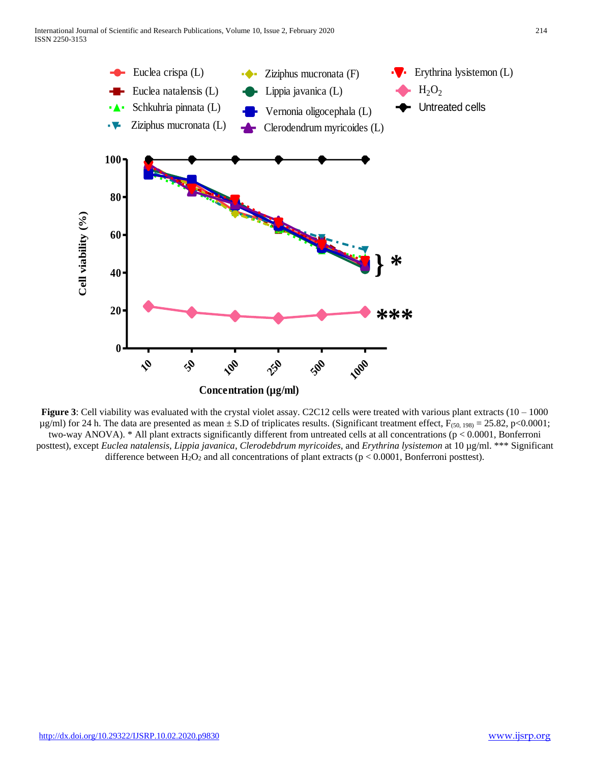**Figure 3**: Cell viability was evaluated with the crystal violet assay. C2C12 cells were treated with various plant extracts (10 – 1000 µg/ml) for 24 h. The data are presented as mean ± S.D of triplicates results. (Significant treatment effect, $F_{(50, 198)} = 25.82$, $p<0.0001$; two-way ANOVA). * All plant extracts significantly different from untreated cells at all concentrations ($p < 0.0001$, Bonferroni posttest), except *Euclea natalensis*, *Lippia javanica*, *Clerodebdrum myricoides*, and *Erythrina lysistemon* at 10 µg/ml. *** Significant difference between $H_2O_2$ and all concentrations of plant extracts ($p < 0.0001$, Bonferroni posttest).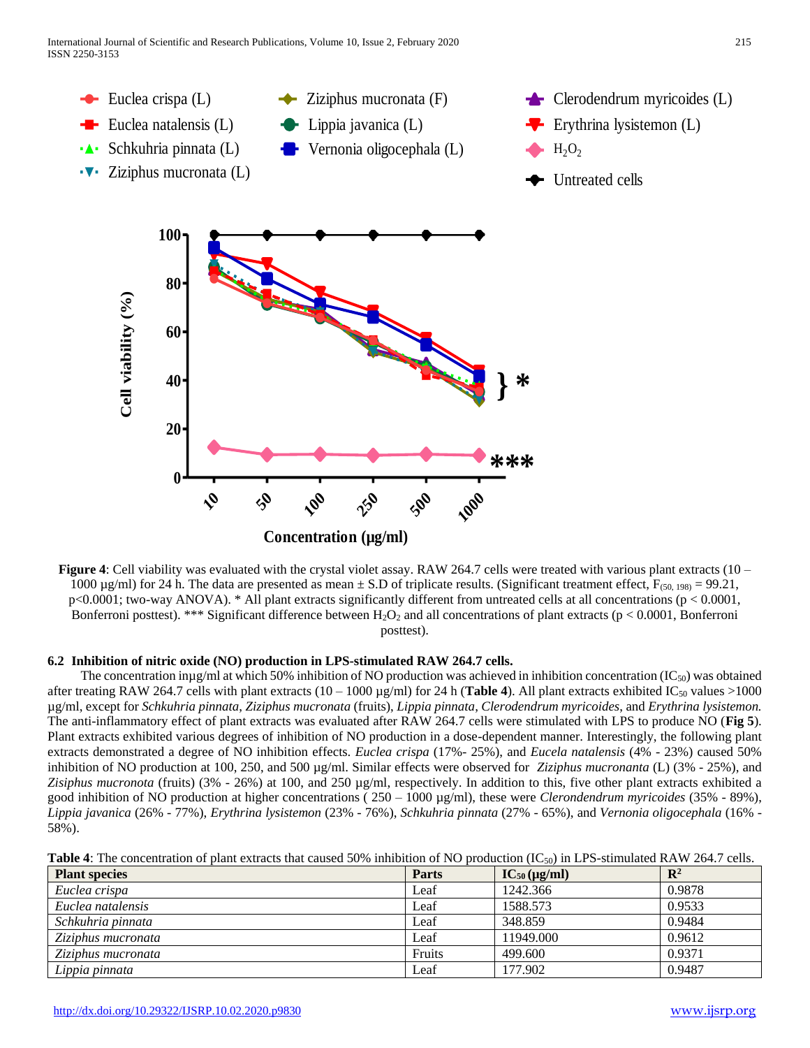**Figure 4**: Cell viability was evaluated with the crystal violet assay. RAW 264.7 cells were treated with various plant extracts (10 – 1000 µg/ml) for 24 h. The data are presented as mean ± S.D of triplicate results. (Significant treatment effect, $F_{(50, 198)} = 99.21$, $p<0.0001$; two-way ANOVA). * All plant extracts significantly different from untreated cells at all concentrations ($p < 0.0001$, Bonferroni posttest). *** Significant difference between $H_2O_2$ and all concentrations of plant extracts ($p < 0.0001$, Bonferroni posttest).

### 6.2 Inhibition of nitric oxide (NO) production in LPS-stimulated RAW 264.7 cells.

The concentration inµg/ml at which 50% inhibition of NO production was achieved in inhibition concentration ($IC_{50}$) was obtained after treating RAW 264.7 cells with plant extracts (10 – 1000 µg/ml) for 24 h (**Table 4**). All plant extracts exhibited $IC_{50}$ values >1000 µg/ml, except for *Schkuhria pinnata*, *Ziziphus mucronata* (fruits), *Lippia pinnata*, *Clerodendrum myricoides*, and *Erythrina lysistemon.* The anti-inflammatory effect of plant extracts was evaluated after RAW 264.7 cells were stimulated with LPS to produce NO (**Fig 5**). Plant extracts exhibited various degrees of inhibition of NO production in a dose-dependent manner. Interestingly, the following plant extracts demonstrated a degree of NO inhibition effects. *Euclea crispa* (17%- 25%), and *Eucela natalensis* (4% - 23%) caused 50% inhibition of NO production at 100, 250, and 500 µg/ml. Similar effects were observed for *Ziziphus mucronanta* (L) (3% - 25%), and *Zisiphus mucronota* (fruits) (3% - 26%) at 100, and 250 µg/ml, respectively. In addition to this, five other plant extracts exhibited a good inhibition of NO production at higher concentrations ( 250 – 1000 µg/ml), these were *Clerondendrum myricoides* (35% - 89%), *Lippia javanica* (26% - 77%), *Erythrina lysistemon* (23% - 76%), *Schkuhria pinnata* (27% - 65%), and *Vernonia oligocephala* (16% - 58%).

**Table 4**: The concentration of plant extracts that caused 50% inhibition of NO production ($IC_{50}$) in LPS-stimulated RAW 264.7 cells.

| **Plant species** | **Parts** | **$IC_{50}$ (µg/ml)** | **$R^2$** |
|---|---|---|---|
| *Euclea crispa* | Leaf | 1242.366 | 0.9878 |
| *Euclea natalensis* | Leaf | 1588.573 | 0.9533 |
| *Schkuhria pinnata* | Leaf | 348.859 | 0.9484 |
| *Ziziphus mucronata* | Leaf | 11949.000 | 0.9612 |
| *Ziziphus mucronata* | Fruits | 499.600 | 0.9371 |
| *Lippia pinnata* | Leaf | 177.902 | 0.9487 |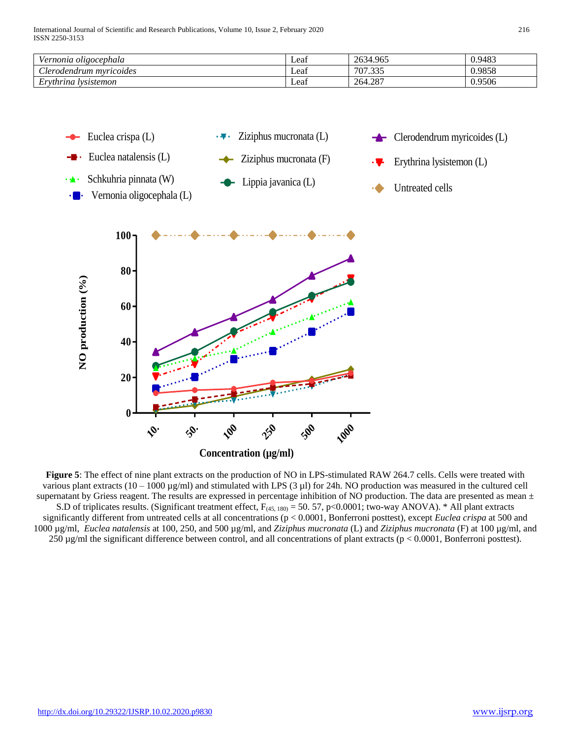| *Vernonia oligocephala* | Leaf | 2634.965 | 0.9483 |
|---|---|---|---|
| *Clerodendrum myricoides* | Leaf | 707.335 | 0.9858 |
| *Erythrina lysistemon* | Leaf | 264.287 | 0.9506 |

**Figure 5**: The effect of nine plant extracts on the production of NO in LPS-stimulated RAW 264.7 cells. Cells were treated with various plant extracts (10 – 1000 µg/ml) and stimulated with LPS (3 µl) for 24h. NO production was measured in the cultured cell supernatant by Griess reagent. The results are expressed in percentage inhibition of NO production. The data are presented as mean ± S.D of triplicates results. (Significant treatment effect, $F_{(45, 180)} = 50.57$, $p<0.0001$; two-way ANOVA). * All plant extracts significantly different from untreated cells at all concentrations ($p < 0.0001$, Bonferroni posttest), except *Euclea crispa* at 500 and 1000 µg/ml, *Euclea natalensis* at 100, 250, and 500 µg/ml, and *Ziziphus mucronata* (L) and *Ziziphus mucronata* (F) at 100 µg/ml, and 250 µg/ml the significant difference between control, and all concentrations of plant extracts ($p < 0.0001$, Bonferroni posttest).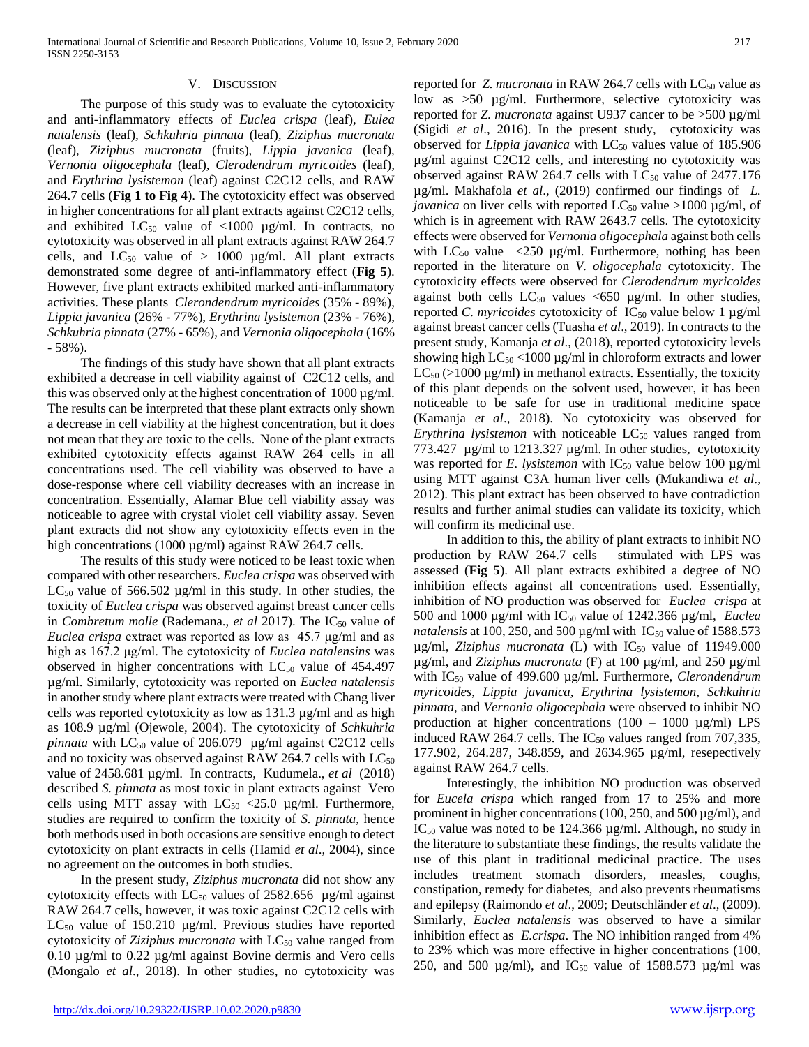## V. Discussion

The purpose of this study was to evaluate the cytotoxicity and anti-inflammatory effects of *Euclea crispa* (leaf), *Eulea natalensis* (leaf), *Schkuhria pinnata* (leaf), *Ziziphus mucronata* (leaf), *Ziziphus mucronata* (fruits), *Lippia javanica* (leaf), *Vernonia oligocephala* (leaf), *Clerodendrum myricoides* (leaf), and *Erythrina lysistemon* (leaf) against C2C12 cells, and RAW 264.7 cells (**Fig 1 to Fig 4**). The cytotoxicity effect was observed in higher concentrations for all plant extracts against C2C12 cells, and exhibited $LC_{50}$ value of <1000 µg/ml. In contracts, no cytotoxicity was observed in all plant extracts against RAW 264.7 cells, and $LC_{50}$ value of > 1000 µg/ml. All plant extracts demonstrated some degree of anti-inflammatory effect (**Fig 5**). However, five plant extracts exhibited marked anti-inflammatory activities. These plants *Clerondendrum myricoides* (35% - 89%), *Lippia javanica* (26% - 77%), *Erythrina lysistemon* (23% - 76%), *Schkuhria pinnata* (27% - 65%), and *Vernonia oligocephala* (16% - 58%).

The findings of this study have shown that all plant extracts exhibited a decrease in cell viability against of C2C12 cells, and this was observed only at the highest concentration of 1000 µg/ml. The results can be interpreted that these plant extracts only shown a decrease in cell viability at the highest concentration, but it does not mean that they are toxic to the cells. None of the plant extracts exhibited cytotoxicity effects against RAW 264 cells in all concentrations used. The cell viability was observed to have a dose-response where cell viability decreases with an increase in concentration. Essentially, Alamar Blue cell viability assay was noticeable to agree with crystal violet cell viability assay. Seven plant extracts did not show any cytotoxicity effects even in the high concentrations (1000 µg/ml) against RAW 264.7 cells.

The results of this study were noticed to be least toxic when compared with other researchers. *Euclea crispa* was observed with $LC_{50}$ value of 566.502 µg/ml in this study. In other studies, the toxicity of *Euclea crispa* was observed against breast cancer cells in *Combretum molle* (Rademana., *et al* 2017). The $IC_{50}$ value of *Euclea crispa* extract was reported as low as 45.7 µg/ml and as high as 167.2 µg/ml. The cytotoxicity of *Euclea natalensins* was observed in higher concentrations with $LC_{50}$ value of 454.497 µg/ml. Similarly, cytotoxicity was reported on *Euclea natalensis* in another study where plant extracts were treated with Chang liver cells was reported cytotoxicity as low as 131.3 µg/ml and as high as 108.9 µg/ml (Ojewole, 2004). The cytotoxicity of *Schkuhria pinnata* with $LC_{50}$ value of 206.079 µg/ml against C2C12 cells and no toxicity was observed against RAW 264.7 cells with $LC_{50}$ value of 2458.681 µg/ml. In contracts, Kudumela., *et al* (2018) described *S. pinnata* as most toxic in plant extracts against Vero cells using MTT assay with $LC_{50}$ <25.0 µg/ml. Furthermore, studies are required to confirm the toxicity of *S. pinnata*, hence both methods used in both occasions are sensitive enough to detect cytotoxicity on plant extracts in cells (Hamid *et al*., 2004), since no agreement on the outcomes in both studies.

In the present study, *Ziziphus mucronata* did not show any cytotoxicity effects with $LC_{50}$ values of 2582.656 µg/ml against RAW 264.7 cells, however, it was toxic against C2C12 cells with $LC_{50}$ value of 150.210 µg/ml. Previous studies have reported cytotoxicity of *Ziziphus mucronata* with $LC_{50}$ value ranged from 0.10 µg/ml to 0.22 µg/ml against Bovine dermis and Vero cells (Mongalo *et al*., 2018). In other studies, no cytotoxicity was reported for *Z. mucronata* in RAW 264.7 cells with $LC_{50}$ value as low as >50 µg/ml. Furthermore, selective cytotoxicity was reported for *Z. mucronata* against U937 cancer to be >500 µg/ml (Sigidi *et al*., 2016). In the present study, cytotoxicity was observed for *Lippia javanica* with $LC_{50}$ values value of 185.906 µg/ml against C2C12 cells, and interesting no cytotoxicity was observed against RAW 264.7 cells with $LC_{50}$ value of 2477.176 µg/ml. Makhafola *et al*., (2019) confirmed our findings of *L. javanica* on liver cells with reported $LC_{50}$ value >1000 µg/ml, of which is in agreement with RAW 2643.7 cells. The cytotoxicity effects were observed for *Vernonia oligocephala* against both cells with $LC_{50}$ value <250 µg/ml. Furthermore, nothing has been reported in the literature on *V. oligocephala* cytotoxicity. The cytotoxicity effects were observed for *Clerodendrum myricoides* against both cells $LC_{50}$ values <650 µg/ml. In other studies, reported *C. myricoides* cytotoxicity of $IC_{50}$ value below 1 µg/ml against breast cancer cells (Tuasha *et al*., 2019). In contracts to the present study, Kamanja *et al*., (2018), reported cytotoxicity levels showing high $LC_{50}$ <1000 µg/ml in chloroform extracts and lower $LC_{50}$ (>1000 µg/ml) in methanol extracts. Essentially, the toxicity of this plant depends on the solvent used, however, it has been noticeable to be safe for use in traditional medicine space (Kamanja *et al*., 2018). No cytotoxicity was observed for *Erythrina lysistemon* with noticeable $LC_{50}$ values ranged from 773.427 µg/ml to 1213.327 µg/ml. In other studies, cytotoxicity was reported for *E. lysistemon* with $IC_{50}$ value below 100 µg/ml using MTT against C3A human liver cells (Mukandiwa *et al*., 2012). This plant extract has been observed to have contradiction results and further animal studies can validate its toxicity, which will confirm its medicinal use.

In addition to this, the ability of plant extracts to inhibit NO production by RAW 264.7 cells – stimulated with LPS was assessed (**Fig 5**). All plant extracts exhibited a degree of NO inhibition effects against all concentrations used. Essentially, inhibition of NO production was observed for *Euclea crispa* at 500 and 1000 µg/ml with $IC_{50}$ value of 1242.366 µg/ml, *Euclea natalensis* at 100, 250, and 500 µg/ml with $IC_{50}$ value of 1588.573 µg/ml, *Ziziphus mucronata* (L) with $IC_{50}$ value of 11949.000 µg/ml, and *Ziziphus mucronata* (F) at 100 µg/ml, and 250 µg/ml with $IC_{50}$ value of 499.600 µg/ml. Furthermore, *Clerondendrum myricoides*, *Lippia javanica, Erythrina lysistemon*, *Schkuhria pinnata*, and *Vernonia oligocephala* were observed to inhibit NO production at higher concentrations (100 – 1000 µg/ml) LPS induced RAW 264.7 cells. The $IC_{50}$ values ranged from 707,335, 177.902, 264.287, 348.859, and 2634.965 µg/ml, resepectively against RAW 264.7 cells.

Interestingly, the inhibition NO production was observed for *Eucela crispa* which ranged from 17 to 25% and more prominent in higher concentrations (100, 250, and 500 µg/ml), and $IC_{50}$ value was noted to be 124.366 µg/ml. Although, no study in the literature to substantiate these findings, the results validate the use of this plant in traditional medicinal practice. The uses includes treatment stomach disorders, measles, coughs, constipation, remedy for diabetes, and also prevents rheumatisms and epilepsy (Raimondo *et al*., 2009; Deutschländer *et al*., (2009). Similarly, *Euclea natalensis* was observed to have a similar inhibition effect as *E.crispa*. The NO inhibition ranged from 4% to 23% which was more effective in higher concentrations (100, 250, and 500 µg/ml), and $IC_{50}$ value of 1588.573 µg/ml was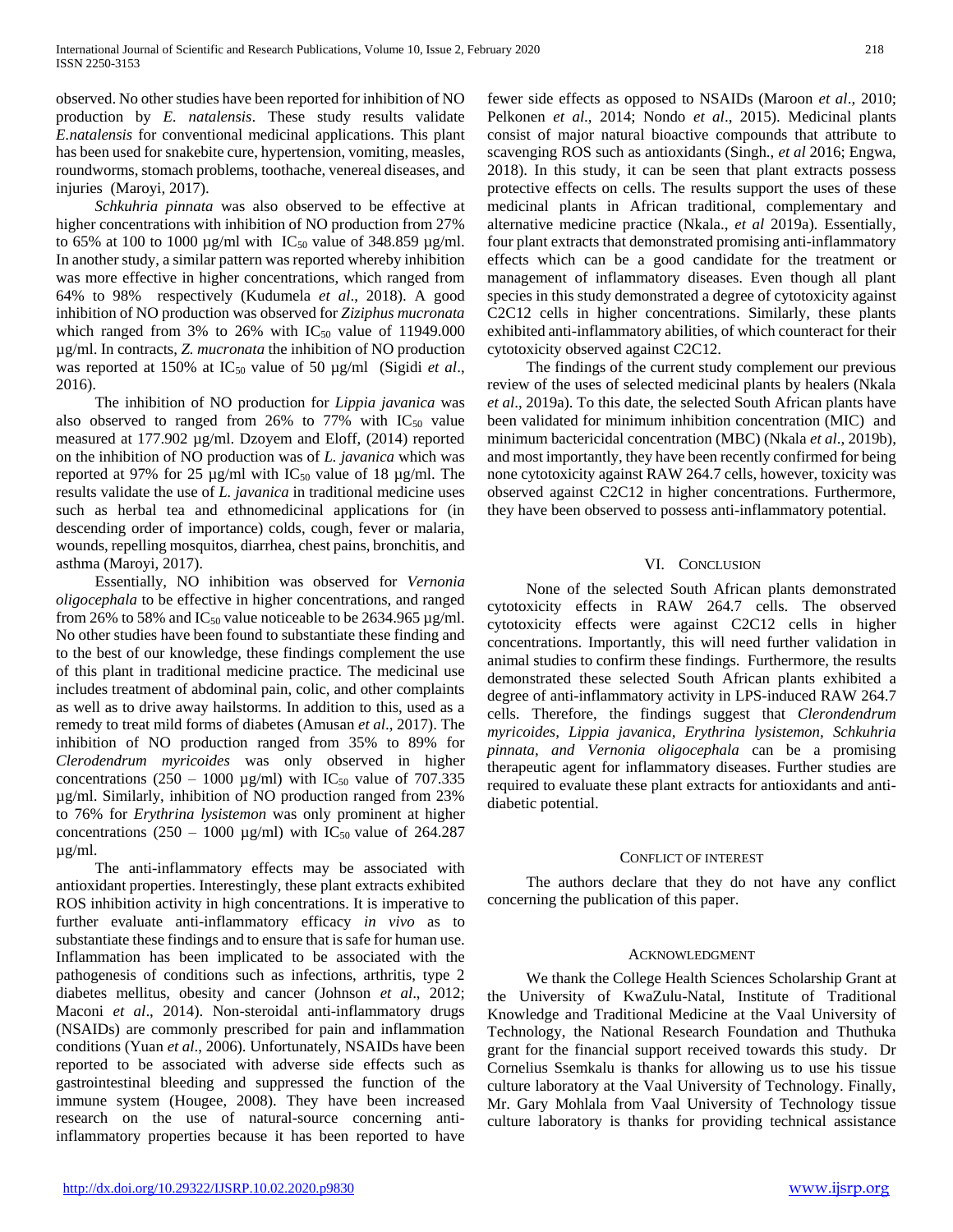observed. No other studies have been reported for inhibition of NO production by *E. natalensis*. These study results validate *E.natalensis* for conventional medicinal applications. This plant has been used for snakebite cure, hypertension, vomiting, measles, roundworms, stomach problems, toothache, venereal diseases, and injuries (Maroyi, 2017).

*Schkuhria pinnata* was also observed to be effective at higher concentrations with inhibition of NO production from 27% to 65% at 100 to 1000 µg/ml with $IC_{50}$ value of 348.859 µg/ml. In another study, a similar pattern was reported whereby inhibition was more effective in higher concentrations, which ranged from 64% to 98% respectively (Kudumela *et al*., 2018). A good inhibition of NO production was observed for *Ziziphus mucronata* which ranged from 3% to 26% with $IC_{50}$ value of 11949.000 µg/ml. In contracts, *Z. mucronata* the inhibition of NO production was reported at 150% at $IC_{50}$ value of 50 µg/ml (Sigidi *et al*., 2016).

The inhibition of NO production for *Lippia javanica* was also observed to ranged from 26% to 77% with $IC_{50}$ value measured at 177.902 µg/ml. Dzoyem and Eloff, (2014) reported on the inhibition of NO production was of *L. javanica* which was reported at 97% for 25 µg/ml with $IC_{50}$ value of 18 µg/ml. The results validate the use of *L. javanica* in traditional medicine uses such as herbal tea and ethnomedicinal applications for (in descending order of importance) colds, cough, fever or malaria, wounds, repelling mosquitos, diarrhea, chest pains, bronchitis, and asthma (Maroyi, 2017).

Essentially, NO inhibition was observed for *Vernonia oligocephala* to be effective in higher concentrations, and ranged from 26% to 58% and $IC_{50}$ value noticeable to be 2634.965 µg/ml. No other studies have been found to substantiate these finding and to the best of our knowledge, these findings complement the use of this plant in traditional medicine practice. The medicinal use includes treatment of abdominal pain, colic, and other complaints as well as to drive away hailstorms. In addition to this, used as a remedy to treat mild forms of diabetes (Amusan *et al*., 2017). The inhibition of NO production ranged from 35% to 89% for *Clerodendrum myricoides* was only observed in higher concentrations (250 – 1000 µg/ml) with $IC_{50}$ value of 707.335 µg/ml. Similarly, inhibition of NO production ranged from 23% to 76% for *Erythrina lysistemon* was only prominent at higher concentrations (250 – 1000 µg/ml) with $IC_{50}$ value of 264.287 µg/ml.

The anti-inflammatory effects may be associated with antioxidant properties. Interestingly, these plant extracts exhibited ROS inhibition activity in high concentrations. It is imperative to further evaluate anti-inflammatory efficacy *in vivo* as to substantiate these findings and to ensure that is safe for human use. Inflammation has been implicated to be associated with the pathogenesis of conditions such as infections, arthritis, type 2 diabetes mellitus, obesity and cancer (Johnson *et al*., 2012; Maconi *et al*., 2014). Non-steroidal anti-inflammatory drugs (NSAIDs) are commonly prescribed for pain and inflammation conditions (Yuan *et al*., 2006). Unfortunately, NSAIDs have been reported to be associated with adverse side effects such as gastrointestinal bleeding and suppressed the function of the immune system (Hougee, 2008). They have been increased research on the use of natural-source concerning anti-inflammatory properties because it has been reported to have fewer side effects as opposed to NSAIDs (Maroon *et al*., 2010; Pelkonen *et al*., 2014; Nondo *et al*., 2015). Medicinal plants consist of major natural bioactive compounds that attribute to scavenging ROS such as antioxidants (Singh., *et al* 2016; Engwa, 2018). In this study, it can be seen that plant extracts possess protective effects on cells. The results support the uses of these medicinal plants in African traditional, complementary and alternative medicine practice (Nkala., *et al* 2019a). Essentially, four plant extracts that demonstrated promising anti-inflammatory effects which can be a good candidate for the treatment or management of inflammatory diseases. Even though all plant species in this study demonstrated a degree of cytotoxicity against C2C12 cells in higher concentrations. Similarly, these plants exhibited anti-inflammatory abilities, of which counteract for their cytotoxicity observed against C2C12.

The findings of the current study complement our previous review of the uses of selected medicinal plants by healers (Nkala *et al*., 2019a). To this date, the selected South African plants have been validated for minimum inhibition concentration (MIC) and minimum bactericidal concentration (MBC) (Nkala *et al*., 2019b), and most importantly, they have been recently confirmed for being none cytotoxicity against RAW 264.7 cells, however, toxicity was observed against C2C12 in higher concentrations. Furthermore, they have been observed to possess anti-inflammatory potential.

## VI. Conclusion

None of the selected South African plants demonstrated cytotoxicity effects in RAW 264.7 cells. The observed cytotoxicity effects were against C2C12 cells in higher concentrations. Importantly, this will need further validation in animal studies to confirm these findings. Furthermore, the results demonstrated these selected South African plants exhibited a degree of anti-inflammatory activity in LPS-induced RAW 264.7 cells. Therefore, the findings suggest that *Clerondendrum myricoides, Lippia javanica, Erythrina lysistemon, Schkuhria pinnata, and Vernonia oligocephala* can be a promising therapeutic agent for inflammatory diseases. Further studies are required to evaluate these plant extracts for antioxidants and anti-diabetic potential.

## Conflict of Interest

The authors declare that they do not have any conflict concerning the publication of this paper.

## Acknowledgment

We thank the College Health Sciences Scholarship Grant at the University of KwaZulu-Natal, Institute of Traditional Knowledge and Traditional Medicine at the Vaal University of Technology, the National Research Foundation and Thuthuka grant for the financial support received towards this study. Dr Cornelius Ssemkalu is thanks for allowing us to use his tissue culture laboratory at the Vaal University of Technology. Finally, Mr. Gary Mohlala from Vaal University of Technology tissue culture laboratory is thanks for providing technical assistance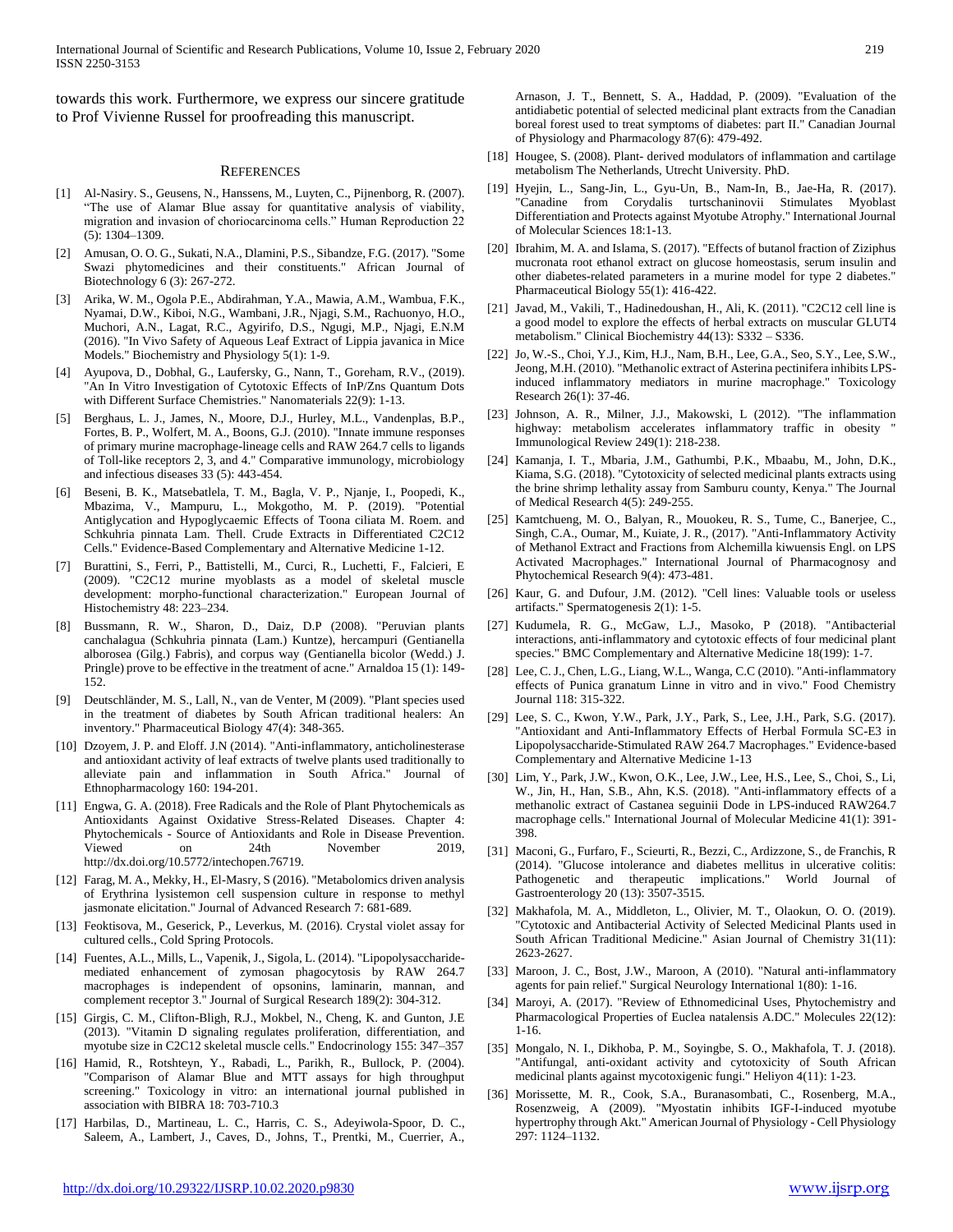towards this work. Furthermore, we express our sincere gratitude to Prof Vivienne Russel for proofreading this manuscript.

## References

[1] Al-Nasiry. S., Geusens, N., Hanssens, M., Luyten, C., Pijnenborg, R. (2007). "The use of Alamar Blue assay for quantitative analysis of viability, migration and invasion of choriocarcinoma cells." Human Reproduction 22 (5): 1304–1309.

[2] Amusan, O. O. G., Sukati, N.A., Dlamini, P.S., Sibandze, F.G. (2017). "Some Swazi phytomedicines and their constituents." African Journal of Biotechnology 6 (3): 267-272.

[3] Arika, W. M., Ogola P.E., Abdirahman, Y.A., Mawia, A.M., Wambua, F.K., Nyamai, D.W., Kiboi, N.G., Wambani, J.R., Njagi, S.M., Rachuonyo, H.O., Muchori, A.N., Lagat, R.C., Agyirifo, D.S., Ngugi, M.P., Njagi, E.N.M (2016). "In Vivo Safety of Aqueous Leaf Extract of Lippia javanica in Mice Models." Biochemistry and Physiology 5(1): 1-9.

[4] Ayupova, D., Dobhal, G., Laufersky, G., Nann, T., Goreham, R.V., (2019). "An In Vitro Investigation of Cytotoxic Effects of InP/Zns Quantum Dots with Different Surface Chemistries." Nanomaterials 22(9): 1-13.

[5] Berghaus, L. J., James, N., Moore, D.J., Hurley, M.L., Vandenplas, B.P., Fortes, B. P., Wolfert, M. A., Boons, G.J. (2010). "Innate immune responses of primary murine macrophage-lineage cells and RAW 264.7 cells to ligands of Toll-like receptors 2, 3, and 4." Comparative immunology, microbiology and infectious diseases 33 (5): 443-454.

[6] Beseni, B. K., Matsebatlela, T. M., Bagla, V. P., Njanje, I., Poopedi, K., Mbazima, V., Mampuru, L., Mokgotho, M. P. (2019). "Potential Antiglycation and Hypoglycaemic Effects of Toona ciliata M. Roem. and Schkuhria pinnata Lam. Thell. Crude Extracts in Differentiated C2C12 Cells." Evidence-Based Complementary and Alternative Medicine 1-12.

[7] Burattini, S., Ferri, P., Battistelli, M., Curci, R., Luchetti, F., Falcieri, E (2009). "C2C12 murine myoblasts as a model of skeletal muscle development: morpho-functional characterization." European Journal of Histochemistry 48: 223–234.

[8] Bussmann, R. W., Sharon, D., Daiz, D.P (2008). "Peruvian plants canchalagua (Schkuhria pinnata (Lam.) Kuntze), hercampuri (Gentianella alborosea (Gilg.) Fabris), and corpus way (Gentianella bicolor (Wedd.) J. Pringle) prove to be effective in the treatment of acne." Arnaldoa 15 (1): 149-152.

[9] Deutschländer, M. S., Lall, N., van de Venter, M (2009). "Plant species used in the treatment of diabetes by South African traditional healers: An inventory." Pharmaceutical Biology 47(4): 348-365.

[10] Dzoyem, J. P. and Eloff. J.N (2014). "Anti-inflammatory, anticholinesterase and antioxidant activity of leaf extracts of twelve plants used traditionally to alleviate pain and inflammation in South Africa." Journal of Ethnopharmacology 160: 194-201.

[11] Engwa, G. A. (2018). Free Radicals and the Role of Plant Phytochemicals as Antioxidants Against Oxidative Stress-Related Diseases. Chapter 4: Phytochemicals - Source of Antioxidants and Role in Disease Prevention. Viewed on 24th November 2019, http://dx.doi.org/10.5772/intechopen.76719.

[12] Farag, M. A., Mekky, H., El-Masry, S (2016). "Metabolomics driven analysis of Erythrina lysistemon cell suspension culture in response to methyl jasmonate elicitation." Journal of Advanced Research 7: 681-689.

[13] Feoktisova, M., Geserick, P., Leverkus, M. (2016). Crystal violet assay for cultured cells., Cold Spring Protocols.

[14] Fuentes, A.L., Mills, L., Vapenik, J., Sigola, L. (2014). "Lipopolysaccharide-mediated enhancement of zymosan phagocytosis by RAW 264.7 macrophages is independent of opsonins, laminarin, mannan, and complement receptor 3." Journal of Surgical Research 189(2): 304-312.

[15] Girgis, C. M., Clifton-Bligh, R.J., Mokbel, N., Cheng, K. and Gunton, J.E (2013). "Vitamin D signaling regulates proliferation, differentiation, and myotube size in C2C12 skeletal muscle cells." Endocrinology 155: 347–357

[16] Hamid, R., Rotshteyn, Y., Rabadi, L., Parikh, R., Bullock, P. (2004). "Comparison of Alamar Blue and MTT assays for high throughput screening." Toxicology in vitro: an international journal published in association with BIBRA 18: 703-710.3

[17] Harbilas, D., Martineau, L. C., Harris, C. S., Adeyiwola-Spoor, D. C., Saleem, A., Lambert, J., Caves, D., Johns, T., Prentki, M., Cuerrier, A., Arnason, J. T., Bennett, S. A., Haddad, P. (2009). "Evaluation of the antidiabetic potential of selected medicinal plant extracts from the Canadian boreal forest used to treat symptoms of diabetes: part II." Canadian Journal of Physiology and Pharmacology 87(6): 479-492.

[18] Hougee, S. (2008). Plant- derived modulators of inflammation and cartilage metabolism The Netherlands, Utrecht University. PhD.

[19] Hyejin, L., Sang-Jin, L., Gyu-Un, B., Nam-In, B., Jae-Ha, R. (2017). "Canadine from Corydalis turtschaninovii Stimulates Myoblast Differentiation and Protects against Myotube Atrophy." International Journal of Molecular Sciences 18:1-13.

[20] Ibrahim, M. A. and Islama, S. (2017). "Effects of butanol fraction of Ziziphus mucronata root ethanol extract on glucose homeostasis, serum insulin and other diabetes-related parameters in a murine model for type 2 diabetes." Pharmaceutical Biology 55(1): 416-422.

[21] Javad, M., Vakili, T., Hadinedoushan, H., Ali, K. (2011). "C2C12 cell line is a good model to explore the effects of herbal extracts on muscular GLUT4 metabolism." Clinical Biochemistry 44(13): S332 – S336.

[22] Jo, W.-S., Choi, Y.J., Kim, H.J., Nam, B.H., Lee, G.A., Seo, S.Y., Lee, S.W., Jeong, M.H. (2010). "Methanolic extract of Asterina pectinifera inhibits LPS-induced inflammatory mediators in murine macrophage." Toxicology Research 26(1): 37-46.

[23] Johnson, A. R., Milner, J.J., Makowski, L (2012). "The inflammation highway: metabolism accelerates inflammatory traffic in obesity " Immunological Review 249(1): 218-238.

[24] Kamanja, I. T., Mbaria, J.M., Gathumbi, P.K., Mbaabu, M., John, D.K., Kiama, S.G. (2018). "Cytotoxicity of selected medicinal plants extracts using the brine shrimp lethality assay from Samburu county, Kenya." The Journal of Medical Research 4(5): 249-255.

[25] Kamtchueng, M. O., Balyan, R., Mouokeu, R. S., Tume, C., Banerjee, C., Singh, C.A., Oumar, M., Kuiate, J. R., (2017). "Anti-Inflammatory Activity of Methanol Extract and Fractions from Alchemilla kiwuensis Engl. on LPS Activated Macrophages." International Journal of Pharmacognosy and Phytochemical Research 9(4): 473-481.

[26] Kaur, G. and Dufour, J.M. (2012). "Cell lines: Valuable tools or useless artifacts." Spermatogenesis 2(1): 1-5.

[27] Kudumela, R. G., McGaw, L.J., Masoko, P (2018). "Antibacterial interactions, anti-inflammatory and cytotoxic effects of four medicinal plant species." BMC Complementary and Alternative Medicine 18(199): 1-7.

[28] Lee, C. J., Chen, L.G., Liang, W.L., Wanga, C.C (2010). "Anti-inflammatory effects of Punica granatum Linne in vitro and in vivo." Food Chemistry Journal 118: 315-322.

[29] Lee, S. C., Kwon, Y.W., Park, J.Y., Park, S., Lee, J.H., Park, S.G. (2017). "Antioxidant and Anti-Inflammatory Effects of Herbal Formula SC-E3 in Lipopolysaccharide-Stimulated RAW 264.7 Macrophages." Evidence-based Complementary and Alternative Medicine 1-13

[30] Lim, Y., Park, J.W., Kwon, O.K., Lee, J.W., Lee, H.S., Lee, S., Choi, S., Li, W., Jin, H., Han, S.B., Ahn, K.S. (2018). "Anti-inflammatory effects of a methanolic extract of Castanea seguinii Dode in LPS-induced RAW264.7 macrophage cells." International Journal of Molecular Medicine 41(1): 391-398.

[31] Maconi, G., Furfaro, F., Scieurti, R., Bezzi, C., Ardizzone, S., de Franchis, R (2014). "Glucose intolerance and diabetes mellitus in ulcerative colitis: Pathogenetic and therapeutic implications." World Journal of Gastroenterology 20 (13): 3507-3515.

[32] Makhafola, M. A., Middleton, L., Olivier, M. T., Olaokun, O. O. (2019). "Cytotoxic and Antibacterial Activity of Selected Medicinal Plants used in South African Traditional Medicine." Asian Journal of Chemistry 31(11): 2623-2627.

[33] Maroon, J. C., Bost, J.W., Maroon, A (2010). "Natural anti-inflammatory agents for pain relief." Surgical Neurology International 1(80): 1-16.

[34] Maroyi, A. (2017). "Review of Ethnomedicinal Uses, Phytochemistry and Pharmacological Properties of Euclea natalensis A.DC." Molecules 22(12): 1-16.

[35] Mongalo, N. I., Dikhoba, P. M., Soyingbe, S. O., Makhafola, T. J. (2018). "Antifungal, anti-oxidant activity and cytotoxicity of South African medicinal plants against mycotoxigenic fungi." Heliyon 4(11): 1-23.

[36] Morissette, M. R., Cook, S.A., Buranasombati, C., Rosenberg, M.A., Rosenzweig, A (2009). "Myostatin inhibits IGF-I-induced myotube hypertrophy through Akt." American Journal of Physiology - Cell Physiology 297: 1124–1132.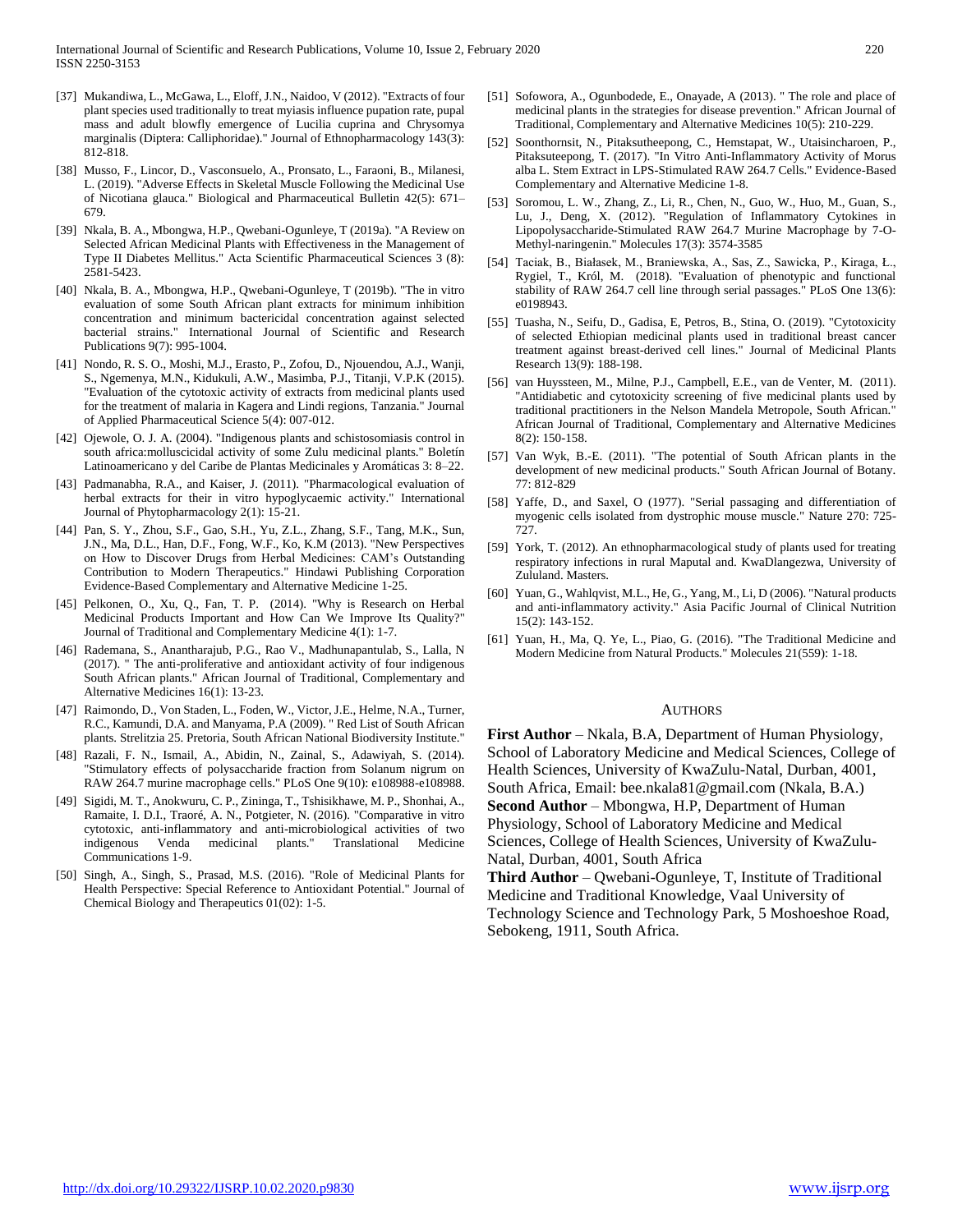[37] Mukandiwa, L., McGawa, L., Eloff, J.N., Naidoo, V (2012). "Extracts of four plant species used traditionally to treat myiasis influence pupation rate, pupal mass and adult blowfly emergence of Lucilia cuprina and Chrysomya marginalis (Diptera: Calliphoridae)." Journal of Ethnopharmacology 143(3): 812-818.

[38] Musso, F., Lincor, D., Vasconsuelo, A., Pronsato, L., Faraoni, B., Milanesi, L. (2019). "Adverse Effects in Skeletal Muscle Following the Medicinal Use of Nicotiana glauca." Biological and Pharmaceutical Bulletin 42(5): 671–679.

[39] Nkala, B. A., Mbongwa, H.P., Qwebani-Ogunleye, T (2019a). "A Review on Selected African Medicinal Plants with Effectiveness in the Management of Type II Diabetes Mellitus." Acta Scientific Pharmaceutical Sciences 3 (8): 2581-5423.

[40] Nkala, B. A., Mbongwa, H.P., Qwebani-Ogunleye, T (2019b). "The in vitro evaluation of some South African plant extracts for minimum inhibition concentration and minimum bactericidal concentration against selected bacterial strains." International Journal of Scientific and Research Publications 9(7): 995-1004.

[41] Nondo, R. S. O., Moshi, M.J., Erasto, P., Zofou, D., Njouendou, A.J., Wanji, S., Ngemenya, M.N., Kidukuli, A.W., Masimba, P.J., Titanji, V.P.K (2015). "Evaluation of the cytotoxic activity of extracts from medicinal plants used for the treatment of malaria in Kagera and Lindi regions, Tanzania." Journal of Applied Pharmaceutical Science 5(4): 007-012.

[42] Ojewole, O. J. A. (2004). "Indigenous plants and schistosomiasis control in south africa:molluscicidal activity of some Zulu medicinal plants." Boletín Latinoamericano y del Caribe de Plantas Medicinales y Aromáticas 3: 8–22.

[43] Padmanabha, R.A., and Kaiser, J. (2011). "Pharmacological evaluation of herbal extracts for their in vitro hypoglycaemic activity." International Journal of Phytopharmacology 2(1): 15-21.

[44] Pan, S. Y., Zhou, S.F., Gao, S.H., Yu, Z.L., Zhang, S.F., Tang, M.K., Sun, J.N., Ma, D.L., Han, D.F., Fong, W.F., Ko, K.M (2013). "New Perspectives on How to Discover Drugs from Herbal Medicines: CAM's Outstanding Contribution to Modern Therapeutics." Hindawi Publishing Corporation Evidence-Based Complementary and Alternative Medicine 1-25.

[45] Pelkonen, O., Xu, Q., Fan, T. P. (2014). "Why is Research on Herbal Medicinal Products Important and How Can We Improve Its Quality?" Journal of Traditional and Complementary Medicine 4(1): 1-7.

[46] Rademana, S., Anantharajub, P.G., Rao V., Madhunapantulab, S., Lalla, N (2017). " The anti-proliferative and antioxidant activity of four indigenous South African plants." African Journal of Traditional, Complementary and Alternative Medicines 16(1): 13-23.

[47] Raimondo, D., Von Staden, L., Foden, W., Victor, J.E., Helme, N.A., Turner, R.C., Kamundi, D.A. and Manyama, P.A (2009). " Red List of South African plants. Strelitzia 25. Pretoria, South African National Biodiversity Institute."

[48] Razali, F. N., Ismail, A., Abidin, N., Zainal, S., Adawiyah, S. (2014). "Stimulatory effects of polysaccharide fraction from Solanum nigrum on RAW 264.7 murine macrophage cells." PLoS One 9(10): e108988-e108988.

[49] Sigidi, M. T., Anokwuru, C. P., Zininga, T., Tshisikhawe, M. P., Shonhai, A., Ramaite, I. D.I., Traoré, A. N., Potgieter, N. (2016). "Comparative in vitro cytotoxic, anti-inflammatory and anti-microbiological activities of two indigenous Venda medicinal plants." Translational Medicine Communications 1-9.

[50] Singh, A., Singh, S., Prasad, M.S. (2016). "Role of Medicinal Plants for Health Perspective: Special Reference to Antioxidant Potential." Journal of Chemical Biology and Therapeutics 01(02): 1-5.

[51] Sofowora, A., Ogunbodede, E., Onayade, A (2013). " The role and place of medicinal plants in the strategies for disease prevention." African Journal of Traditional, Complementary and Alternative Medicines 10(5): 210-229.

[52] Soonthornsit, N., Pitaksutheepong, C., Hemstapat, W., Utaisincharoen, P., Pitaksuteepong, T. (2017). "In Vitro Anti-Inflammatory Activity of Morus alba L. Stem Extract in LPS-Stimulated RAW 264.7 Cells." Evidence-Based Complementary and Alternative Medicine 1-8.

[53] Soromou, L. W., Zhang, Z., Li, R., Chen, N., Guo, W., Huo, M., Guan, S., Lu, J., Deng, X. (2012). "Regulation of Inflammatory Cytokines in Lipopolysaccharide-Stimulated RAW 264.7 Murine Macrophage by 7-O-Methyl-naringenin." Molecules 17(3): 3574-3585

[54] Taciak, B., Białasek, M., Braniewska, A., Sas, Z., Sawicka, P., Kiraga, Ł., Rygiel, T., Król, M. (2018). "Evaluation of phenotypic and functional stability of RAW 264.7 cell line through serial passages." PLoS One 13(6): e0198943.

[55] Tuasha, N., Seifu, D., Gadisa, E, Petros, B., Stina, O. (2019). "Cytotoxicity of selected Ethiopian medicinal plants used in traditional breast cancer treatment against breast-derived cell lines." Journal of Medicinal Plants Research 13(9): 188-198.

[56] van Huyssteen, M., Milne, P.J., Campbell, E.E., van de Venter, M. (2011). "Antidiabetic and cytotoxicity screening of five medicinal plants used by traditional practitioners in the Nelson Mandela Metropole, South African." African Journal of Traditional, Complementary and Alternative Medicines 8(2): 150-158.

[57] Van Wyk, B.-E. (2011). "The potential of South African plants in the development of new medicinal products." South African Journal of Botany. 77: 812-829

[58] Yaffe, D., and Saxel, O (1977). "Serial passaging and differentiation of myogenic cells isolated from dystrophic mouse muscle." Nature 270: 725-727.

[59] York, T. (2012). An ethnopharmacological study of plants used for treating respiratory infections in rural Maputal and. KwaDlangezwa, University of Zululand. Masters.

[60] Yuan, G., Wahlqvist, M.L., He, G., Yang, M., Li, D (2006). "Natural products and anti-inflammatory activity." Asia Pacific Journal of Clinical Nutrition 15(2): 143-152.

[61] Yuan, H., Ma, Q. Ye, L., Piao, G. (2016). "The Traditional Medicine and Modern Medicine from Natural Products." Molecules 21(559): 1-18.

## AUTHORS

**First Author** – Nkala, B.A, Department of Human Physiology, School of Laboratory Medicine and Medical Sciences, College of Health Sciences, University of KwaZulu-Natal, Durban, 4001, South Africa, Email: bee.nkala81@gmail.com (Nkala, B.A.)

**Second Author** – Mbongwa, H.P, Department of Human Physiology, School of Laboratory Medicine and Medical Sciences, College of Health Sciences, University of KwaZulu-Natal, Durban, 4001, South Africa

**Third Author** – Qwebani-Ogunleye, T, Institute of Traditional Medicine and Traditional Knowledge, Vaal University of Technology Science and Technology Park, 5 Moshoeshoe Road, Sebokeng, 1911, South Africa.